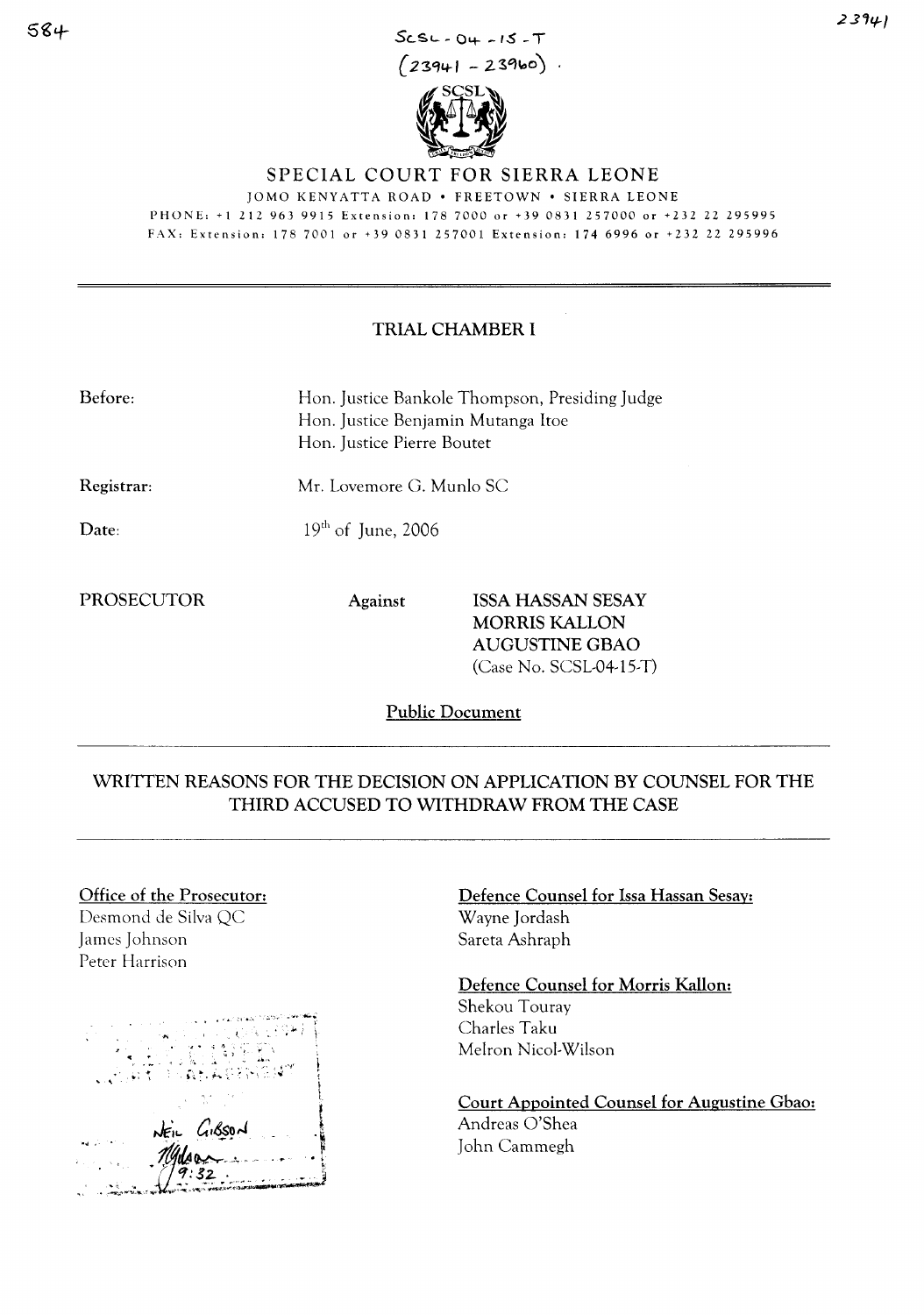SCSL-04-15-T
(23941 – 23960)

# SPECIAL COURT FOR SIERRA LEONE

JOMO KENYATTA ROAD • FREETOWN • SIERRA LEONE

PHONE: +1 212 963 9915 Extension: 178 7000 or +39 0831 257000 or +232 22 295995

FAX: Extension: 178 7001 or +39 0831 257001 Extension: 174 6996 or +232 22 295996

## TRIAL CHAMBER I

**Before:** Hon. Justice Bankole Thompson, Presiding Judge
Hon. Justice Benjamin Mutanga Itoe
Hon. Justice Pierre Boutet

**Registrar:** Mr. Lovemore G. Munlo SC

**Date:** 19th of June, 2006

**PROSECUTOR** **Against** **ISSA HASSAN SESAY**
**MORRIS KALLON**
**AUGUSTINE GBAO**
(Case No. SCSL-04-15-T)

Public Document

## WRITTEN REASONS FOR THE DECISION ON APPLICATION BY COUNSEL FOR THE THIRD ACCUSED TO WITHDRAW FROM THE CASE

**Office of the Prosecutor:**
Desmond de Silva QC
James Johnson
Peter Harrison

**Defence Counsel for Issa Hassan Sesay:**
Wayne Jordash
Sareta Ashraph

**Defence Counsel for Morris Kallon:**
Shekou Touray
Charles Taku
Melron Nicol-Wilson

**Court Appointed Counsel for Augustine Gbao:**
Andreas O'Shea
John Cammegh

NEIL GIBSON
9:32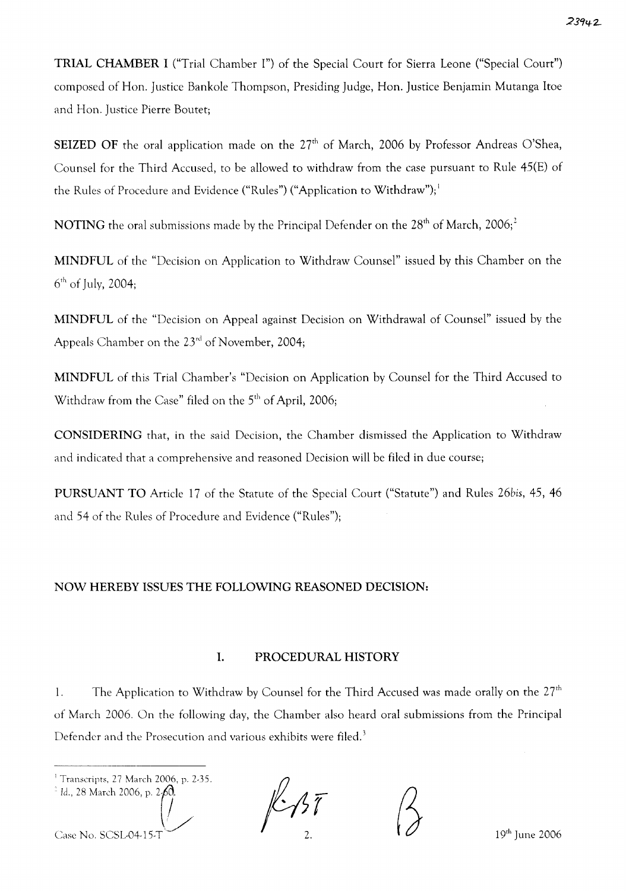**TRIAL CHAMBER I** ("Trial Chamber I") of the Special Court for Sierra Leone ("Special Court") composed of Hon. Justice Bankole Thompson, Presiding Judge, Hon. Justice Benjamin Mutanga Itoe and Hon. Justice Pierre Boutet;

**SEIZED OF** the oral application made on the 27th of March, 2006 by Professor Andreas O'Shea, Counsel for the Third Accused, to be allowed to withdraw from the case pursuant to Rule 45(E) of the Rules of Procedure and Evidence ("Rules") ("Application to Withdraw");[1]

**NOTING** the oral submissions made by the Principal Defender on the 28th of March, 2006;[2]

**MINDFUL** of the "Decision on Application to Withdraw Counsel" issued by this Chamber on the 6th of July, 2004;

**MINDFUL** of the "Decision on Appeal against Decision on Withdrawal of Counsel" issued by the Appeals Chamber on the 23rd of November, 2004;

**MINDFUL** of this Trial Chamber's "Decision on Application by Counsel for the Third Accused to Withdraw from the Case" filed on the 5th of April, 2006;

**CONSIDERING** that, in the said Decision, the Chamber dismissed the Application to Withdraw and indicated that a comprehensive and reasoned Decision will be filed in due course;

**PURSUANT TO** Article 17 of the Statute of the Special Court ("Statute") and Rules 26*bis*, 45, 46 and 54 of the Rules of Procedure and Evidence ("Rules");

**NOW HEREBY ISSUES THE FOLLOWING REASONED DECISION:**

## I. PROCEDURAL HISTORY

1. The Application to Withdraw by Counsel for the Third Accused was made orally on the 27th of March 2006. On the following day, the Chamber also heard oral submissions from the Principal Defender and the Prosecution and various exhibits were filed.[3]

---

[1] Transcripts, 27 March 2006, p. 2-35.

[2] *Id.*, 28 March 2006, p. 2-60.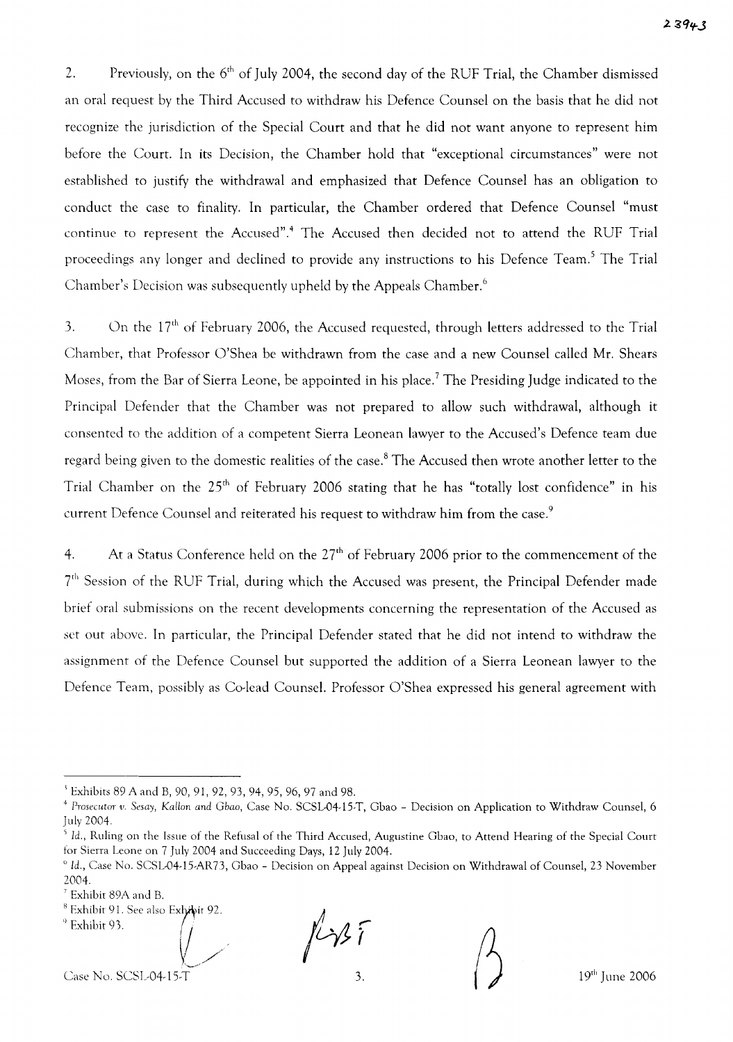2. Previously, on the 6th of July 2004, the second day of the RUF Trial, the Chamber dismissed an oral request by the Third Accused to withdraw his Defence Counsel on the basis that he did not recognize the jurisdiction of the Special Court and that he did not want anyone to represent him before the Court. In its Decision, the Chamber hold that "exceptional circumstances" were not established to justify the withdrawal and emphasized that Defence Counsel has an obligation to conduct the case to finality. In particular, the Chamber ordered that Defence Counsel "must continue to represent the Accused".[4] The Accused then decided not to attend the RUF Trial proceedings any longer and declined to provide any instructions to his Defence Team.[5] The Trial Chamber's Decision was subsequently upheld by the Appeals Chamber.[6]

3. On the 17th of February 2006, the Accused requested, through letters addressed to the Trial Chamber, that Professor O'Shea be withdrawn from the case and a new Counsel called Mr. Shears Moses, from the Bar of Sierra Leone, be appointed in his place.[7] The Presiding Judge indicated to the Principal Defender that the Chamber was not prepared to allow such withdrawal, although it consented to the addition of a competent Sierra Leonean lawyer to the Accused's Defence team due regard being given to the domestic realities of the case.[8] The Accused then wrote another letter to the Trial Chamber on the 25th of February 2006 stating that he has "totally lost confidence" in his current Defence Counsel and reiterated his request to withdraw him from the case.[9]

4. At a Status Conference held on the 27th of February 2006 prior to the commencement of the 7th Session of the RUF Trial, during which the Accused was present, the Principal Defender made brief oral submissions on the recent developments concerning the representation of the Accused as set out above. In particular, the Principal Defender stated that he did not intend to withdraw the assignment of the Defence Counsel but supported the addition of a Sierra Leonean lawyer to the Defence Team, possibly as Co-lead Counsel. Professor O'Shea expressed his general agreement with

---

[3] Exhibits 89 A and B, 90, 91, 92, 93, 94, 95, 96, 97 and 98.

[4] *Prosecutor v. Sesay, Kallon and Gbao*, Case No. SCSL-04-15-T, Gbao – Decision on Application to Withdraw Counsel, 6 July 2004.

[5] *Id.*, Ruling on the Issue of the Refusal of the Third Accused, Augustine Gbao, to Attend Hearing of the Special Court for Sierra Leone on 7 July 2004 and Succeeding Days, 12 July 2004.

[6] *Id.*, Case No. SCSL-04-15-AR73, Gbao – Decision on Appeal against Decision on Withdrawal of Counsel, 23 November 2004.

[7] Exhibit 89A and B.

[8] Exhibit 91. See also Exhibit 92.

[9] Exhibit 93.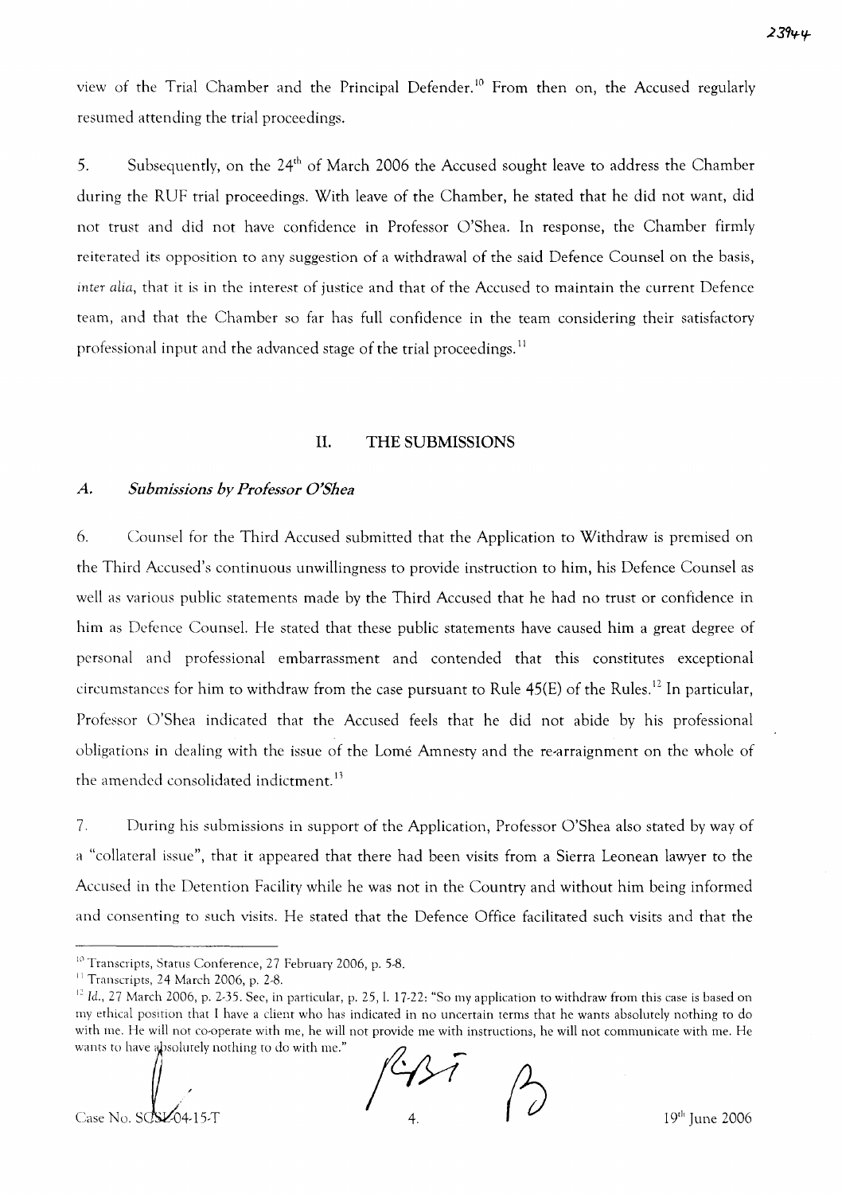view of the Trial Chamber and the Principal Defender.[10] From then on, the Accused regularly resumed attending the trial proceedings.

5. Subsequently, on the 24th of March 2006 the Accused sought leave to address the Chamber during the RUF trial proceedings. With leave of the Chamber, he stated that he did not want, did not trust and did not have confidence in Professor O'Shea. In response, the Chamber firmly reiterated its opposition to any suggestion of a withdrawal of the said Defence Counsel on the basis, *inter alia*, that it is in the interest of justice and that of the Accused to maintain the current Defence team, and that the Chamber so far has full confidence in the team considering their satisfactory professional input and the advanced stage of the trial proceedings.[11]

## II. THE SUBMISSIONS

### *A. Submissions by Professor O'Shea*

6. Counsel for the Third Accused submitted that the Application to Withdraw is premised on the Third Accused's continuous unwillingness to provide instruction to him, his Defence Counsel as well as various public statements made by the Third Accused that he had no trust or confidence in him as Defence Counsel. He stated that these public statements have caused him a great degree of personal and professional embarrassment and contended that this constitutes exceptional circumstances for him to withdraw from the case pursuant to Rule 45(E) of the Rules.[12] In particular, Professor O'Shea indicated that the Accused feels that he did not abide by his professional obligations in dealing with the issue of the Lomé Amnesty and the re-arraignment on the whole of the amended consolidated indictment.[13]

7. During his submissions in support of the Application, Professor O'Shea also stated by way of a "collateral issue", that it appeared that there had been visits from a Sierra Leonean lawyer to the Accused in the Detention Facility while he was not in the Country and without him being informed and consenting to such visits. He stated that the Defence Office facilitated such visits and that the

---

[10] Transcripts, Status Conference, 27 February 2006, p. 5-8.

[11] Transcripts, 24 March 2006, p. 2-8.

[12] *Id.*, 27 March 2006, p. 2-35. See, in particular, p. 25, l. 17-22: "So my application to withdraw from this case is based on my ethical position that I have a client who has indicated in no uncertain terms that he wants absolutely nothing to do with me. He will not co-operate with me, he will not provide me with instructions, he will not communicate with me. He wants to have absolutely nothing to do with me."

Case No. SCSL-04-15-T 19th June 2006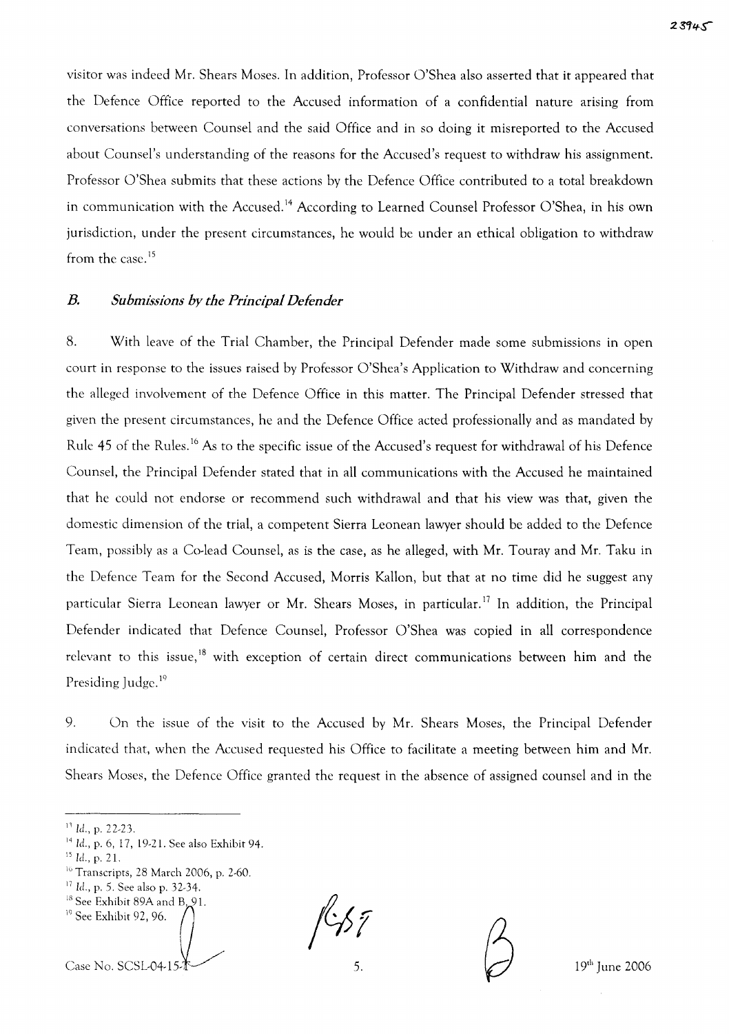visitor was indeed Mr. Shears Moses. In addition, Professor O'Shea also asserted that it appeared that the Defence Office reported to the Accused information of a confidential nature arising from conversations between Counsel and the said Office and in so doing it misreported to the Accused about Counsel's understanding of the reasons for the Accused's request to withdraw his assignment. Professor O'Shea submits that these actions by the Defence Office contributed to a total breakdown in communication with the Accused.[14] According to Learned Counsel Professor O'Shea, in his own jurisdiction, under the present circumstances, he would be under an ethical obligation to withdraw from the case.[15]

### *B. Submissions by the Principal Defender*

8. With leave of the Trial Chamber, the Principal Defender made some submissions in open court in response to the issues raised by Professor O'Shea's Application to Withdraw and concerning the alleged involvement of the Defence Office in this matter. The Principal Defender stressed that given the present circumstances, he and the Defence Office acted professionally and as mandated by Rule 45 of the Rules.[16] As to the specific issue of the Accused's request for withdrawal of his Defence Counsel, the Principal Defender stated that in all communications with the Accused he maintained that he could not endorse or recommend such withdrawal and that his view was that, given the domestic dimension of the trial, a competent Sierra Leonean lawyer should be added to the Defence Team, possibly as a Co-lead Counsel, as is the case, as he alleged, with Mr. Touray and Mr. Taku in the Defence Team for the Second Accused, Morris Kallon, but that at no time did he suggest any particular Sierra Leonean lawyer or Mr. Shears Moses, in particular.[17] In addition, the Principal Defender indicated that Defence Counsel, Professor O'Shea was copied in all correspondence relevant to this issue,[18] with exception of certain direct communications between him and the Presiding Judge.[19]

9. On the issue of the visit to the Accused by Mr. Shears Moses, the Principal Defender indicated that, when the Accused requested his Office to facilitate a meeting between him and Mr. Shears Moses, the Defence Office granted the request in the absence of assigned counsel and in the

---

[13] *Id.*, p. 22-23.
[14] *Id.*, p. 6, 17, 19-21. See also Exhibit 94.
[15] *Id.*, p. 21.
[16] Transcripts, 28 March 2006, p. 2-60.
[17] *Id.*, p. 5. See also p. 32-34.
[18] See Exhibit 89A and B, 91.
[19] See Exhibit 92, 96.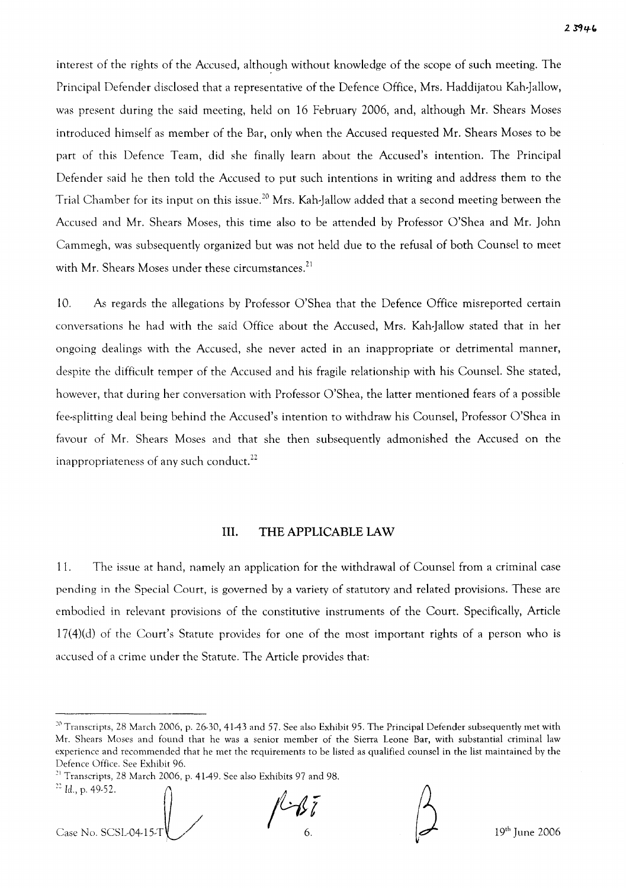interest of the rights of the Accused, although without knowledge of the scope of such meeting. The Principal Defender disclosed that a representative of the Defence Office, Mrs. Haddijatou Kah-Jallow, was present during the said meeting, held on 16 February 2006, and, although Mr. Shears Moses introduced himself as member of the Bar, only when the Accused requested Mr. Shears Moses to be part of this Defence Team, did she finally learn about the Accused's intention. The Principal Defender said he then told the Accused to put such intentions in writing and address them to the Trial Chamber for its input on this issue.[20] Mrs. Kah-Jallow added that a second meeting between the Accused and Mr. Shears Moses, this time also to be attended by Professor O'Shea and Mr. John Cammegh, was subsequently organized but was not held due to the refusal of both Counsel to meet with Mr. Shears Moses under these circumstances.[21]

10. As regards the allegations by Professor O'Shea that the Defence Office misreported certain conversations he had with the said Office about the Accused, Mrs. Kah-Jallow stated that in her ongoing dealings with the Accused, she never acted in an inappropriate or detrimental manner, despite the difficult temper of the Accused and his fragile relationship with his Counsel. She stated, however, that during her conversation with Professor O'Shea, the latter mentioned fears of a possible fee-splitting deal being behind the Accused's intention to withdraw his Counsel, Professor O'Shea in favour of Mr. Shears Moses and that she then subsequently admonished the Accused on the inappropriateness of any such conduct.[22]

## III. THE APPLICABLE LAW

11. The issue at hand, namely an application for the withdrawal of Counsel from a criminal case pending in the Special Court, is governed by a variety of statutory and related provisions. These are embodied in relevant provisions of the constitutive instruments of the Court. Specifically, Article 17(4)(d) of the Court's Statute provides for one of the most important rights of a person who is accused of a crime under the Statute. The Article provides that:

---

[20] Transcripts, 28 March 2006, p. 26-30, 41-43 and 57. See also Exhibit 95. The Principal Defender subsequently met with Mr. Shears Moses and found that he was a senior member of the Sierra Leone Bar, with substantial criminal law experience and recommended that he met the requirements to be listed as qualified counsel in the list maintained by the Defence Office. See Exhibit 96.

[21] Transcripts, 28 March 2006, p. 41-49. See also Exhibits 97 and 98.

[22] Id., p. 49-52.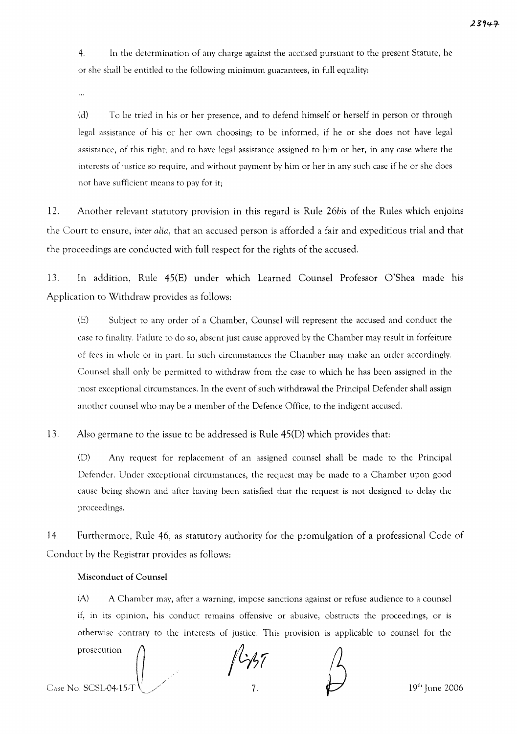4. In the determination of any charge against the accused pursuant to the present Statute, he or she shall be entitled to the following minimum guarantees, in full equality:

...

(d) To be tried in his or her presence, and to defend himself or herself in person or through legal assistance of his or her own choosing; to be informed, if he or she does not have legal assistance, of this right; and to have legal assistance assigned to him or her, in any case where the interests of justice so require, and without payment by him or her in any such case if he or she does not have sufficient means to pay for it;

12. Another relevant statutory provision in this regard is Rule 26*bis* of the Rules which enjoins the Court to ensure, *inter alia*, that an accused person is afforded a fair and expeditious trial and that the proceedings are conducted with full respect for the rights of the accused.

13. In addition, Rule 45(E) under which Learned Counsel Professor O'Shea made his Application to Withdraw provides as follows:

(E) Subject to any order of a Chamber, Counsel will represent the accused and conduct the case to finality. Failure to do so, absent just cause approved by the Chamber may result in forfeiture of fees in whole or in part. In such circumstances the Chamber may make an order accordingly. Counsel shall only be permitted to withdraw from the case to which he has been assigned in the most exceptional circumstances. In the event of such withdrawal the Principal Defender shall assign another counsel who may be a member of the Defence Office, to the indigent accused.

13. Also germane to the issue to be addressed is Rule 45(D) which provides that:

(D) Any request for replacement of an assigned counsel shall be made to the Principal Defender. Under exceptional circumstances, the request may be made to a Chamber upon good cause being shown and after having been satisfied that the request is not designed to delay the proceedings.

14. Furthermore, Rule 46, as statutory authority for the promulgation of a professional Code of Conduct by the Registrar provides as follows:

**Misconduct of Counsel**

(A) A Chamber may, after a warning, impose sanctions against or refuse audience to a counsel if, in its opinion, his conduct remains offensive or abusive, obstructs the proceedings, or is otherwise contrary to the interests of justice. This provision is applicable to counsel for the prosecution.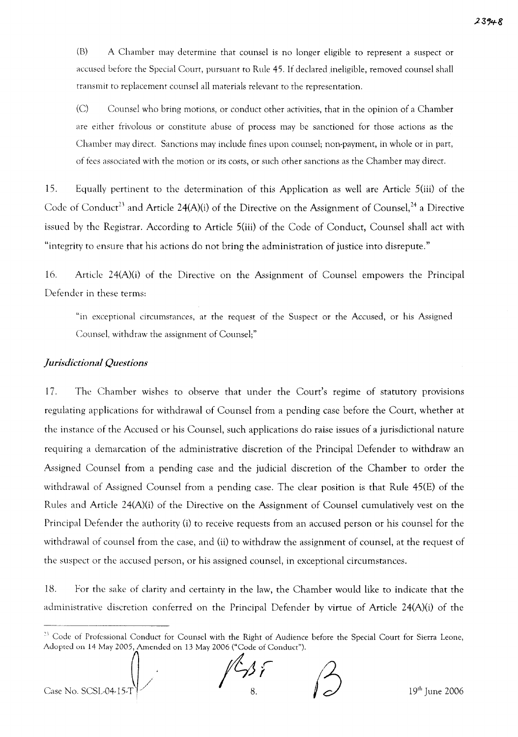(B) A Chamber may determine that counsel is no longer eligible to represent a suspect or accused before the Special Court, pursuant to Rule 45. If declared ineligible, removed counsel shall transmit to replacement counsel all materials relevant to the representation.

(C) Counsel who bring motions, or conduct other activities, that in the opinion of a Chamber are either frivolous or constitute abuse of process may be sanctioned for those actions as the Chamber may direct. Sanctions may include fines upon counsel; non-payment, in whole or in part, of fees associated with the motion or its costs, or such other sanctions as the Chamber may direct.

15. Equally pertinent to the determination of this Application as well are Article 5(iii) of the Code of Conduct[23] and Article 24(A)(i) of the Directive on the Assignment of Counsel,[24] a Directive issued by the Registrar. According to Article 5(iii) of the Code of Conduct, Counsel shall act with "integrity to ensure that his actions do not bring the administration of justice into disrepute."

16. Article 24(A)(i) of the Directive on the Assignment of Counsel empowers the Principal Defender in these terms:

> "in exceptional circumstances, at the request of the Suspect or the Accused, or his Assigned Counsel, withdraw the assignment of Counsel;"

### *Jurisdictional Questions*

17. The Chamber wishes to observe that under the Court's regime of statutory provisions regulating applications for withdrawal of Counsel from a pending case before the Court, whether at the instance of the Accused or his Counsel, such applications do raise issues of a jurisdictional nature requiring a demarcation of the administrative discretion of the Principal Defender to withdraw an Assigned Counsel from a pending case and the judicial discretion of the Chamber to order the withdrawal of Assigned Counsel from a pending case. The clear position is that Rule 45(E) of the Rules and Article 24(A)(i) of the Directive on the Assignment of Counsel cumulatively vest on the Principal Defender the authority (i) to receive requests from an accused person or his counsel for the withdrawal of counsel from the case, and (ii) to withdraw the assignment of counsel, at the request of the suspect or the accused person, or his assigned counsel, in exceptional circumstances.

18. For the sake of clarity and certainty in the law, the Chamber would like to indicate that the administrative discretion conferred on the Principal Defender by virtue of Article 24(A)(i) of the

---

[23] Code of Professional Conduct for Counsel with the Right of Audience before the Special Court for Sierra Leone, Adopted on 14 May 2005, Amended on 13 May 2006 ("Code of Conduct").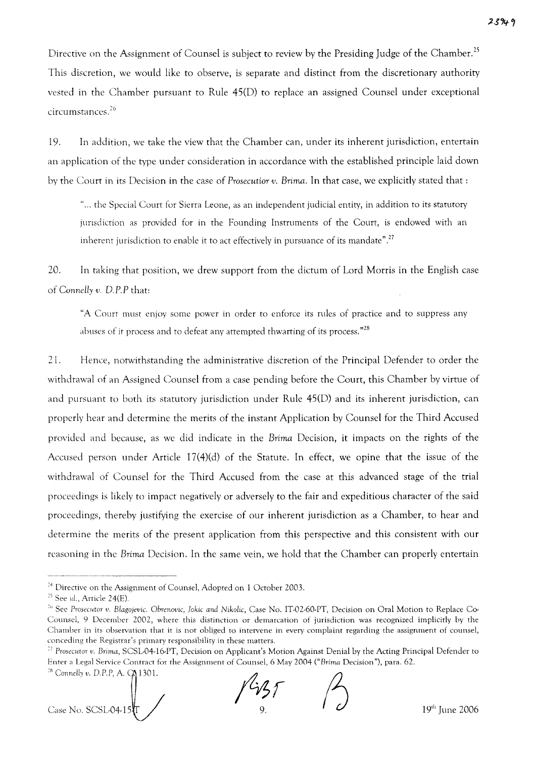Directive on the Assignment of Counsel is subject to review by the Presiding Judge of the Chamber.[25] This discretion, we would like to observe, is separate and distinct from the discretionary authority vested in the Chamber pursuant to Rule 45(D) to replace an assigned Counsel under exceptional circumstances.[26]

19. In addition, we take the view that the Chamber can, under its inherent jurisdiction, entertain an application of the type under consideration in accordance with the established principle laid down by the Court in its Decision in the case of *Prosecutior v. Brima*. In that case, we explicitly stated that :

> "... the Special Court for Sierra Leone, as an independent judicial entity, in addition to its statutory jurisdiction as provided for in the Founding Instruments of the Court, is endowed with an inherent jurisdiction to enable it to act effectively in pursuance of its mandate".[27]

20. In taking that position, we drew support from the dictum of Lord Morris in the English case of *Connelly v. D.P.P* that:

> "A Court must enjoy some power in order to enforce its rules of practice and to suppress any abuses of it process and to defeat any attempted thwarting of its process."[28]

21. Hence, notwithstanding the administrative discretion of the Principal Defender to order the withdrawal of an Assigned Counsel from a case pending before the Court, this Chamber by virtue of and pursuant to both its statutory jurisdiction under Rule 45(D) and its inherent jurisdiction, can properly hear and determine the merits of the instant Application by Counsel for the Third Accused provided and because, as we did indicate in the *Brima* Decision, it impacts on the rights of the Accused person under Article 17(4)(d) of the Statute. In effect, we opine that the issue of the withdrawal of Counsel for the Third Accused from the case at this advanced stage of the trial proceedings is likely to impact negatively or adversely to the fair and expeditious character of the said proceedings, thereby justifying the exercise of our inherent jurisdiction as a Chamber, to hear and determine the merits of the present application from this perspective and this consistent with our reasoning in the *Brima* Decision. In the same vein, we hold that the Chamber can properly entertain

---

[24] Directive on the Assignment of Counsel, Adopted on 1 October 2003.

[25] See id., Article 24(E).

[26] See *Prosecutor v. Blagojevic, Obrenovic, Jokic and Nikolic*, Case No. IT-02-60-PT, Decision on Oral Motion to Replace Co-Counsel, 9 December 2002, where this distinction or demarcation of jurisdiction was recognized implicitly by the Chamber in its observation that it is not obliged to intervene in every complaint regarding the assignment of counsel, conceding the Registrar's primary responsibility in these matters.

[27] *Prosecutor v. Brima*, SCSL-04-16-PT, Decision on Applicant's Motion Against Denial by the Acting Principal Defender to Enter a Legal Service Contract for the Assignment of Counsel, 6 May 2004 ("*Brima* Decision"), para. 62.

[28] *Connelly v. D.P.P*, A. C. 1301.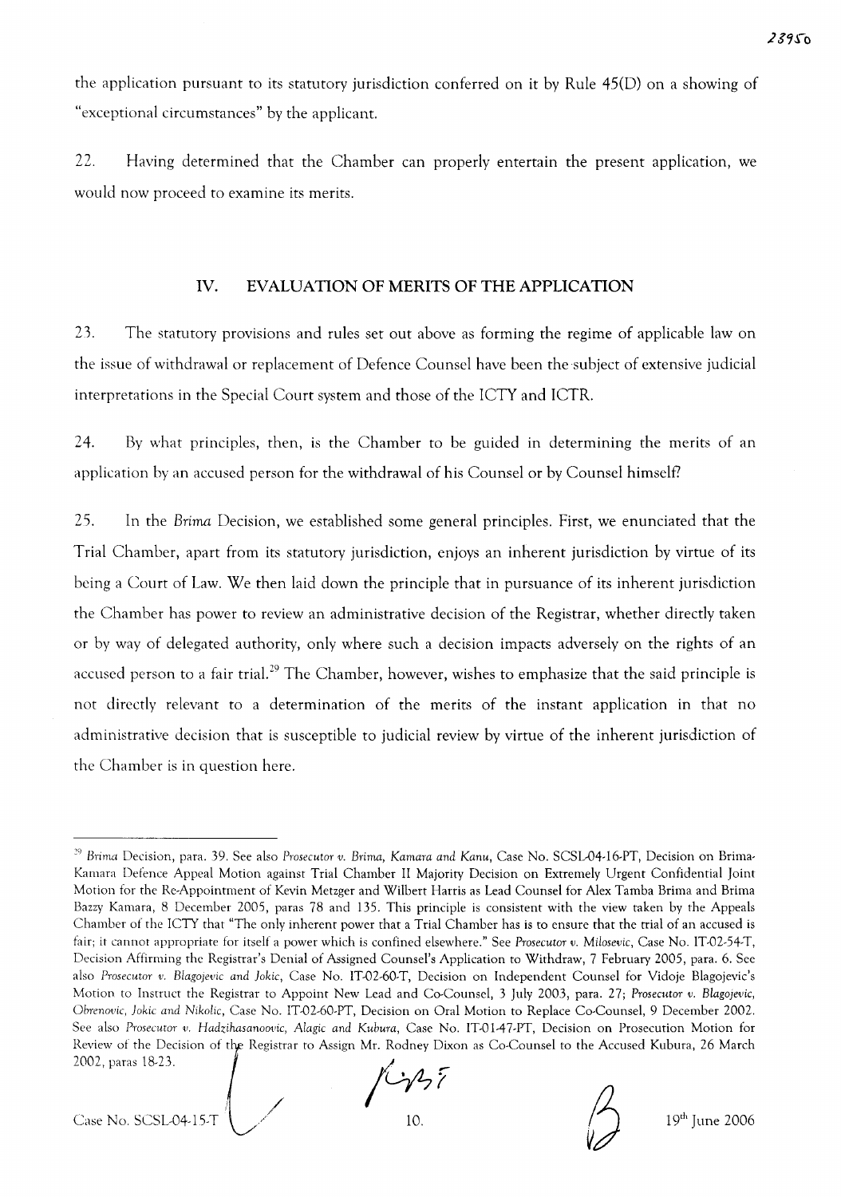the application pursuant to its statutory jurisdiction conferred on it by Rule 45(D) on a showing of "exceptional circumstances" by the applicant.

22. Having determined that the Chamber can properly entertain the present application, we would now proceed to examine its merits.

## IV. EVALUATION OF MERITS OF THE APPLICATION

23. The statutory provisions and rules set out above as forming the regime of applicable law on the issue of withdrawal or replacement of Defence Counsel have been the subject of extensive judicial interpretations in the Special Court system and those of the ICTY and ICTR.

24. By what principles, then, is the Chamber to be guided in determining the merits of an application by an accused person for the withdrawal of his Counsel or by Counsel himself?

25. In the *Brima* Decision, we established some general principles. First, we enunciated that the Trial Chamber, apart from its statutory jurisdiction, enjoys an inherent jurisdiction by virtue of its being a Court of Law. We then laid down the principle that in pursuance of its inherent jurisdiction the Chamber has power to review an administrative decision of the Registrar, whether directly taken or by way of delegated authority, only where such a decision impacts adversely on the rights of an accused person to a fair trial.[29] The Chamber, however, wishes to emphasize that the said principle is not directly relevant to a determination of the merits of the instant application in that no administrative decision that is susceptible to judicial review by virtue of the inherent jurisdiction of the Chamber is in question here.

---

[29] *Brima* Decision, para. 39. See also *Prosecutor v. Brima, Kamara and Kanu*, Case No. SCSL-04-16-PT, Decision on Brima-Kamara Defence Appeal Motion against Trial Chamber II Majority Decision on Extremely Urgent Confidential Joint Motion for the Re-Appointment of Kevin Metzger and Wilbert Harris as Lead Counsel for Alex Tamba Brima and Brima Bazzy Kamara, 8 December 2005, paras 78 and 135. This principle is consistent with the view taken by the Appeals Chamber of the ICTY that "The only inherent power that a Trial Chamber has is to ensure that the trial of an accused is fair; it cannot appropriate for itself a power which is confined elsewhere." See *Prosecutor v. Milosevic*, Case No. IT-02-54-T, Decision Affirming the Registrar's Denial of Assigned Counsel's Application to Withdraw, 7 February 2005, para. 6. See also *Prosecutor v. Blagojevic and Jokic*, Case No. IT-02-60-T, Decision on Independent Counsel for Vidoje Blagojevic's Motion to Instruct the Registrar to Appoint New Lead and Co-Counsel, 3 July 2003, para. 27; *Prosecutor v. Blagojevic, Obrenovic, Jokic and Nikolic*, Case No. IT-02-60-PT, Decision on Oral Motion to Replace Co-Counsel, 9 December 2002. See also *Prosecutor v. Hadzihasanoovic, Alagic and Kubura*, Case No. IT-01-47-PT, Decision on Prosecution Motion for Review of the Decision of the Registrar to Assign Mr. Rodney Dixon as Co-Counsel to the Accused Kubura, 26 March 2002, paras 18-23.

Case No. SCSL-04-15-T — 19th June 2006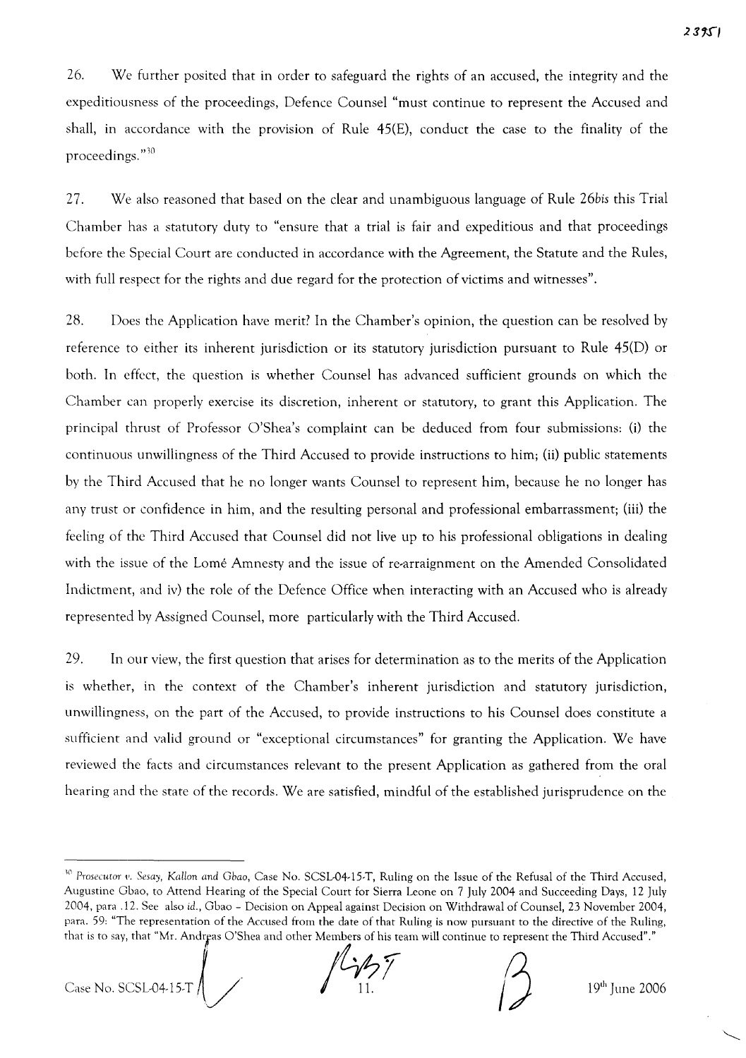26. We further posited that in order to safeguard the rights of an accused, the integrity and the expeditiousness of the proceedings, Defence Counsel "must continue to represent the Accused and shall, in accordance with the provision of Rule 45(E), conduct the case to the finality of the proceedings."[30]

27. We also reasoned that based on the clear and unambiguous language of Rule 26*bis* this Trial Chamber has a statutory duty to "ensure that a trial is fair and expeditious and that proceedings before the Special Court are conducted in accordance with the Agreement, the Statute and the Rules, with full respect for the rights and due regard for the protection of victims and witnesses".

28. Does the Application have merit? In the Chamber's opinion, the question can be resolved by reference to either its inherent jurisdiction or its statutory jurisdiction pursuant to Rule 45(D) or both. In effect, the question is whether Counsel has advanced sufficient grounds on which the Chamber can properly exercise its discretion, inherent or statutory, to grant this Application. The principal thrust of Professor O'Shea's complaint can be deduced from four submissions: (i) the continuous unwillingness of the Third Accused to provide instructions to him; (ii) public statements by the Third Accused that he no longer wants Counsel to represent him, because he no longer has any trust or confidence in him, and the resulting personal and professional embarrassment; (iii) the feeling of the Third Accused that Counsel did not live up to his professional obligations in dealing with the issue of the Lomé Amnesty and the issue of re-arraignment on the Amended Consolidated Indictment, and iv) the role of the Defence Office when interacting with an Accused who is already represented by Assigned Counsel, more particularly with the Third Accused.

29. In our view, the first question that arises for determination as to the merits of the Application is whether, in the context of the Chamber's inherent jurisdiction and statutory jurisdiction, unwillingness, on the part of the Accused, to provide instructions to his Counsel does constitute a sufficient and valid ground or "exceptional circumstances" for granting the Application. We have reviewed the facts and circumstances relevant to the present Application as gathered from the oral hearing and the state of the records. We are satisfied, mindful of the established jurisprudence on the

---

[30] *Prosecutor v. Sesay, Kallon and Gbao*, Case No. SCSL-04-15-T, Ruling on the Issue of the Refusal of the Third Accused, Augustine Gbao, to Attend Hearing of the Special Court for Sierra Leone on 7 July 2004 and Succeeding Days, 12 July 2004, para .12. See also *id.*, Gbao – Decision on Appeal against Decision on Withdrawal of Counsel, 23 November 2004, para. 59: "The representation of the Accused from the date of that Ruling is now pursuant to the directive of the Ruling, that is to say, that "Mr. Andreas O'Shea and other Members of his team will continue to represent the Third Accused"."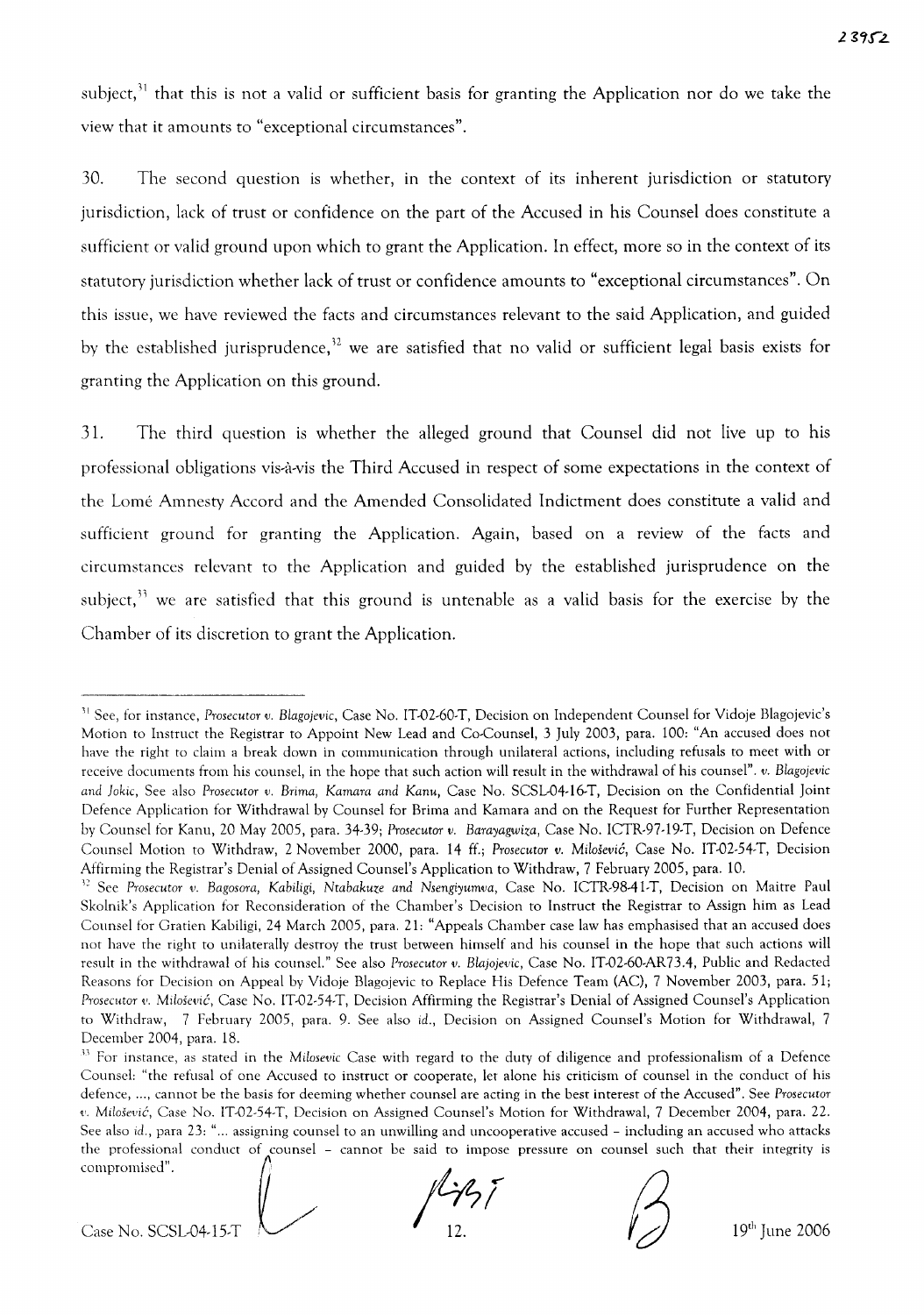subject,[31] that this is not a valid or sufficient basis for granting the Application nor do we take the view that it amounts to "exceptional circumstances".

30. The second question is whether, in the context of its inherent jurisdiction or statutory jurisdiction, lack of trust or confidence on the part of the Accused in his Counsel does constitute a sufficient or valid ground upon which to grant the Application. In effect, more so in the context of its statutory jurisdiction whether lack of trust or confidence amounts to "exceptional circumstances". On this issue, we have reviewed the facts and circumstances relevant to the said Application, and guided by the established jurisprudence,[32] we are satisfied that no valid or sufficient legal basis exists for granting the Application on this ground.

31. The third question is whether the alleged ground that Counsel did not live up to his professional obligations vis-à-vis the Third Accused in respect of some expectations in the context of the Lomé Amnesty Accord and the Amended Consolidated Indictment does constitute a valid and sufficient ground for granting the Application. Again, based on a review of the facts and circumstances relevant to the Application and guided by the established jurisprudence on the subject,[33] we are satisfied that this ground is untenable as a valid basis for the exercise by the Chamber of its discretion to grant the Application.

---

[31] See, for instance, *Prosecutor v. Blagojevic*, Case No. IT-02-60-T, Decision on Independent Counsel for Vidoje Blagojevic's Motion to Instruct the Registrar to Appoint New Lead and Co-Counsel, 3 July 2003, para. 100: "An accused does not have the right to claim a break down in communication through unilateral actions, including refusals to meet with or receive documents from his counsel, in the hope that such action will result in the withdrawal of his counsel". *v. Blagojevic and Jokic*, See also *Prosecutor v. Brima, Kamara and Kanu*, Case No. SCSL-04-16-T, Decision on the Confidential Joint Defence Application for Withdrawal by Counsel for Brima and Kamara and on the Request for Further Representation by Counsel for Kanu, 20 May 2005, para. 34-39; *Prosecutor v. Barayagwiza*, Case No. ICTR-97-19-T, Decision on Defence Counsel Motion to Withdraw, 2 November 2000, para. 14 ff.; *Prosecutor v. Milošević*, Case No. IT-02-54-T, Decision Affirming the Registrar's Denial of Assigned Counsel's Application to Withdraw, 7 February 2005, para. 10.

[32] See *Prosecutor v. Bagosora, Kabiligi, Ntabakuze and Nsengiyumva*, Case No. ICTR-98-41-T, Decision on Maitre Paul Skolnik's Application for Reconsideration of the Chamber's Decision to Instruct the Registrar to Assign him as Lead Counsel for Gratien Kabiligi, 24 March 2005, para. 21: "Appeals Chamber case law has emphasised that an accused does not have the right to unilaterally destroy the trust between himself and his counsel in the hope that such actions will result in the withdrawal of his counsel." See also *Prosecutor v. Blajojevic*, Case No. IT-02-60-AR73.4, Public and Redacted Reasons for Decision on Appeal by Vidoje Blagojevic to Replace His Defence Team (AC), 7 November 2003, para. 51; *Prosecutor v. Milošević*, Case No. IT-02-54-T, Decision Affirming the Registrar's Denial of Assigned Counsel's Application to Withdraw, 7 February 2005, para. 9. See also *id.*, Decision on Assigned Counsel's Motion for Withdrawal, 7 December 2004, para. 18.

[33] For instance, as stated in the *Milosevic* Case with regard to the duty of diligence and professionalism of a Defence Counsel: "the refusal of one Accused to instruct or cooperate, let alone his criticism of counsel in the conduct of his defence, ..., cannot be the basis for deeming whether counsel are acting in the best interest of the Accused". See *Prosecutor v. Milošević*, Case No. IT-02-54-T, Decision on Assigned Counsel's Motion for Withdrawal, 7 December 2004, para. 22. See also *id.*, para 23: "... assigning counsel to an unwilling and uncooperative accused – including an accused who attacks the professional conduct of counsel – cannot be said to impose pressure on counsel such that their integrity is compromised".

Case No. SCSL-04-15-T 19th June 2006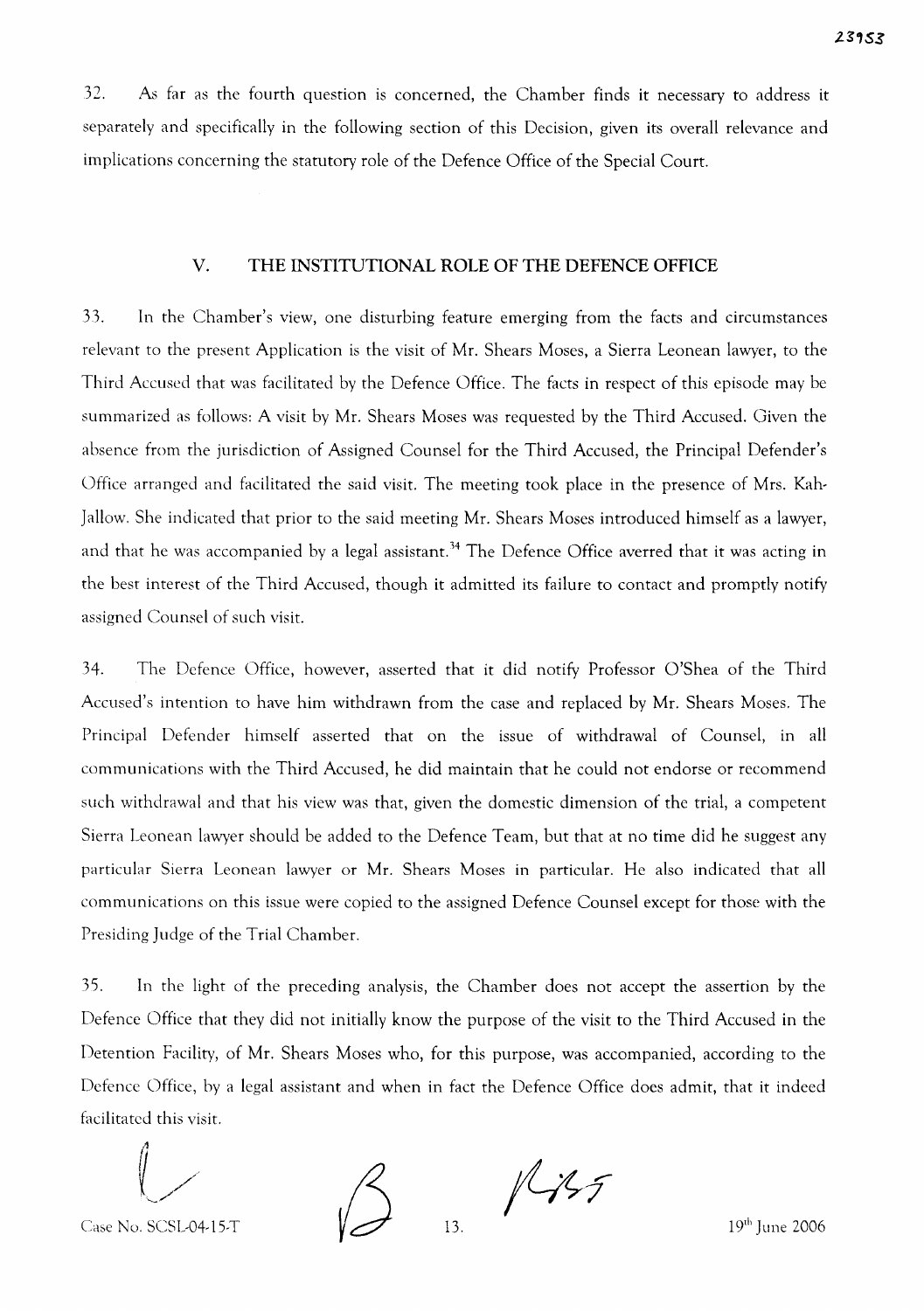32. As far as the fourth question is concerned, the Chamber finds it necessary to address it separately and specifically in the following section of this Decision, given its overall relevance and implications concerning the statutory role of the Defence Office of the Special Court.

## V. THE INSTITUTIONAL ROLE OF THE DEFENCE OFFICE

33. In the Chamber's view, one disturbing feature emerging from the facts and circumstances relevant to the present Application is the visit of Mr. Shears Moses, a Sierra Leonean lawyer, to the Third Accused that was facilitated by the Defence Office. The facts in respect of this episode may be summarized as follows: A visit by Mr. Shears Moses was requested by the Third Accused. Given the absence from the jurisdiction of Assigned Counsel for the Third Accused, the Principal Defender's Office arranged and facilitated the said visit. The meeting took place in the presence of Mrs. Kah-Jallow. She indicated that prior to the said meeting Mr. Shears Moses introduced himself as a lawyer, and that he was accompanied by a legal assistant.[34] The Defence Office averred that it was acting in the best interest of the Third Accused, though it admitted its failure to contact and promptly notify assigned Counsel of such visit.

34. The Defence Office, however, asserted that it did notify Professor O'Shea of the Third Accused's intention to have him withdrawn from the case and replaced by Mr. Shears Moses. The Principal Defender himself asserted that on the issue of withdrawal of Counsel, in all communications with the Third Accused, he did maintain that he could not endorse or recommend such withdrawal and that his view was that, given the domestic dimension of the trial, a competent Sierra Leonean lawyer should be added to the Defence Team, but that at no time did he suggest any particular Sierra Leonean lawyer or Mr. Shears Moses in particular. He also indicated that all communications on this issue were copied to the assigned Defence Counsel except for those with the Presiding Judge of the Trial Chamber.

35. In the light of the preceding analysis, the Chamber does not accept the assertion by the Defence Office that they did not initially know the purpose of the visit to the Third Accused in the Detention Facility, of Mr. Shears Moses who, for this purpose, was accompanied, according to the Defence Office, by a legal assistant and when in fact the Defence Office does admit, that it indeed facilitated this visit.

Case No. SCSL-04-15-T 19th June 2006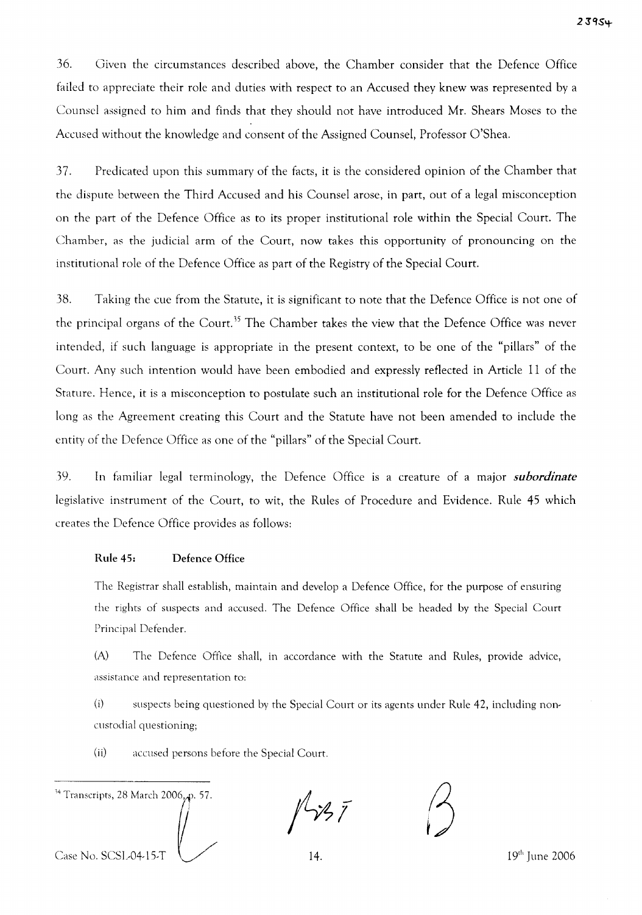36. Given the circumstances described above, the Chamber consider that the Defence Office failed to appreciate their role and duties with respect to an Accused they knew was represented by a Counsel assigned to him and finds that they should not have introduced Mr. Shears Moses to the Accused without the knowledge and consent of the Assigned Counsel, Professor O'Shea.

37. Predicated upon this summary of the facts, it is the considered opinion of the Chamber that the dispute between the Third Accused and his Counsel arose, in part, out of a legal misconception on the part of the Defence Office as to its proper institutional role within the Special Court. The Chamber, as the judicial arm of the Court, now takes this opportunity of pronouncing on the institutional role of the Defence Office as part of the Registry of the Special Court.

38. Taking the cue from the Statute, it is significant to note that the Defence Office is not one of the principal organs of the Court.[35] The Chamber takes the view that the Defence Office was never intended, if such language is appropriate in the present context, to be one of the "pillars" of the Court. Any such intention would have been embodied and expressly reflected in Article 11 of the Stature. Hence, it is a misconception to postulate such an institutional role for the Defence Office as long as the Agreement creating this Court and the Statute have not been amended to include the entity of the Defence Office as one of the "pillars" of the Special Court.

39. In familiar legal terminology, the Defence Office is a creature of a major ***subordinate*** legislative instrument of the Court, to wit, the Rules of Procedure and Evidence. Rule 45 which creates the Defence Office provides as follows:

> **Rule 45: Defence Office**
>
> The Registrar shall establish, maintain and develop a Defence Office, for the purpose of ensuring the rights of suspects and accused. The Defence Office shall be headed by the Special Court Principal Defender.
>
> (A) The Defence Office shall, in accordance with the Statute and Rules, provide advice, assistance and representation to:
>
> (i) suspects being questioned by the Special Court or its agents under Rule 42, including non-custodial questioning;
>
> (ii) accused persons before the Special Court.

---

[34] Transcripts, 28 March 2006, p. 57.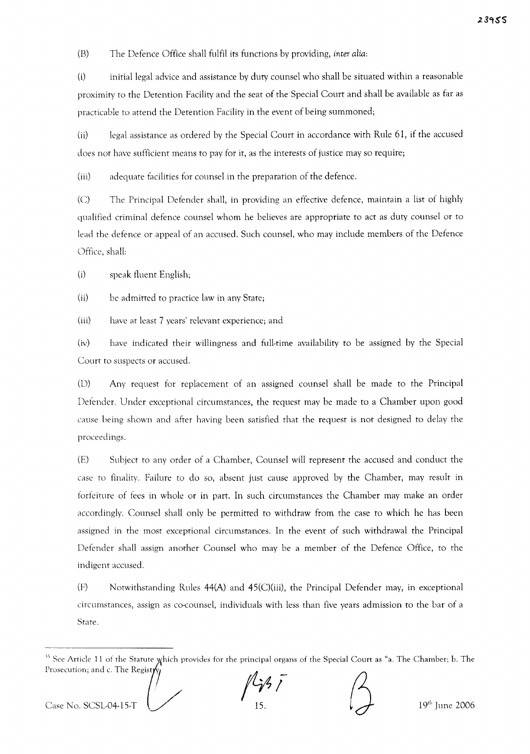(B) The Defence Office shall fulfil its functions by providing, *inter alia*:

(i) initial legal advice and assistance by duty counsel who shall be situated within a reasonable proximity to the Detention Facility and the seat of the Special Court and shall be available as far as practicable to attend the Detention Facility in the event of being summoned;

(ii) legal assistance as ordered by the Special Court in accordance with Rule 61, if the accused does not have sufficient means to pay for it, as the interests of justice may so require;

(iii) adequate facilities for counsel in the preparation of the defence.

(C) The Principal Defender shall, in providing an effective defence, maintain a list of highly qualified criminal defence counsel whom he believes are appropriate to act as duty counsel or to lead the defence or appeal of an accused. Such counsel, who may include members of the Defence Office, shall:

(i) speak fluent English;

(ii) be admitted to practice law in any State;

(iii) have at least 7 years' relevant experience; and

(iv) have indicated their willingness and full-time availability to be assigned by the Special Court to suspects or accused.

(D) Any request for replacement of an assigned counsel shall be made to the Principal Defender. Under exceptional circumstances, the request may be made to a Chamber upon good cause being shown and after having been satisfied that the request is not designed to delay the proceedings.

(E) Subject to any order of a Chamber, Counsel will represent the accused and conduct the case to finality. Failure to do so, absent just cause approved by the Chamber, may result in forfeiture of fees in whole or in part. In such circumstances the Chamber may make an order accordingly. Counsel shall only be permitted to withdraw from the case to which he has been assigned in the most exceptional circumstances. In the event of such withdrawal the Principal Defender shall assign another Counsel who may be a member of the Defence Office, to the indigent accused.

(F) Notwithstanding Rules 44(A) and 45(C)(iii), the Principal Defender may, in exceptional circumstances, assign as co-counsel, individuals with less than five years admission to the bar of a State.

---

[35] See Article 11 of the Statute which provides for the principal organs of the Special Court as "a. The Chamber; b. The Prosecution; and c. The Registry".

Case No. SCSL-04-15-T 19th June 2006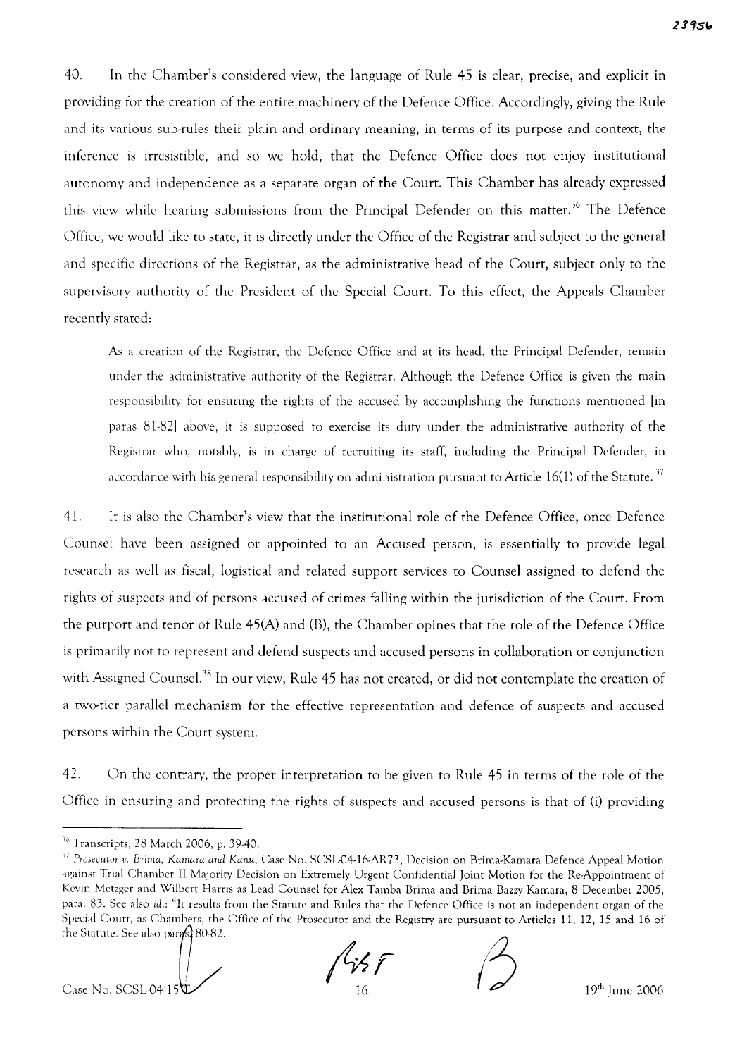40. In the Chamber's considered view, the language of Rule 45 is clear, precise, and explicit in providing for the creation of the entire machinery of the Defence Office. Accordingly, giving the Rule and its various sub-rules their plain and ordinary meaning, in terms of its purpose and context, the inference is irresistible, and so we hold, that the Defence Office does not enjoy institutional autonomy and independence as a separate organ of the Court. This Chamber has already expressed this view while hearing submissions from the Principal Defender on this matter.[36] The Defence Office, we would like to state, it is directly under the Office of the Registrar and subject to the general and specific directions of the Registrar, as the administrative head of the Court, subject only to the supervisory authority of the President of the Special Court. To this effect, the Appeals Chamber recently stated:

> As a creation of the Registrar, the Defence Office and at its head, the Principal Defender, remain under the administrative authority of the Registrar. Although the Defence Office is given the main responsibility for ensuring the rights of the accused by accomplishing the functions mentioned [in paras 81-82] above, it is supposed to exercise its duty under the administrative authority of the Registrar who, notably, is in charge of recruiting its staff, including the Principal Defender, in accordance with his general responsibility on administration pursuant to Article 16(1) of the Statute.[37]

41. It is also the Chamber's view that the institutional role of the Defence Office, once Defence Counsel have been assigned or appointed to an Accused person, is essentially to provide legal research as well as fiscal, logistical and related support services to Counsel assigned to defend the rights of suspects and of persons accused of crimes falling within the jurisdiction of the Court. From the purport and tenor of Rule 45(A) and (B), the Chamber opines that the role of the Defence Office is primarily not to represent and defend suspects and accused persons in collaboration or conjunction with Assigned Counsel.[38] In our view, Rule 45 has not created, or did not contemplate the creation of a two-tier parallel mechanism for the effective representation and defence of suspects and accused persons within the Court system.

42. On the contrary, the proper interpretation to be given to Rule 45 in terms of the role of the Office in ensuring and protecting the rights of suspects and accused persons is that of (i) providing

---

[36] Transcripts, 28 March 2006, p. 39-40.

[37] *Prosecutor v. Brima, Kamara and Kanu*, Case No. SCSL-04-16-AR73, Decision on Brima-Kamara Defence Appeal Motion against Trial Chamber II Majority Decision on Extremely Urgent Confidential Joint Motion for the Re-Appointment of Kevin Metzger and Wilbert Harris as Lead Counsel for Alex Tamba Brima and Brima Bazzy Kamara, 8 December 2005, para. 83. See also *id.*: "It results from the Statute and Rules that the Defence Office is not an independent organ of the Special Court, as Chambers, the Office of the Prosecutor and the Registry are pursuant to Articles 11, 12, 15 and 16 of the Statute. See also paras. 80-82.

Case No. SCSL-04-15-T 19th June 2006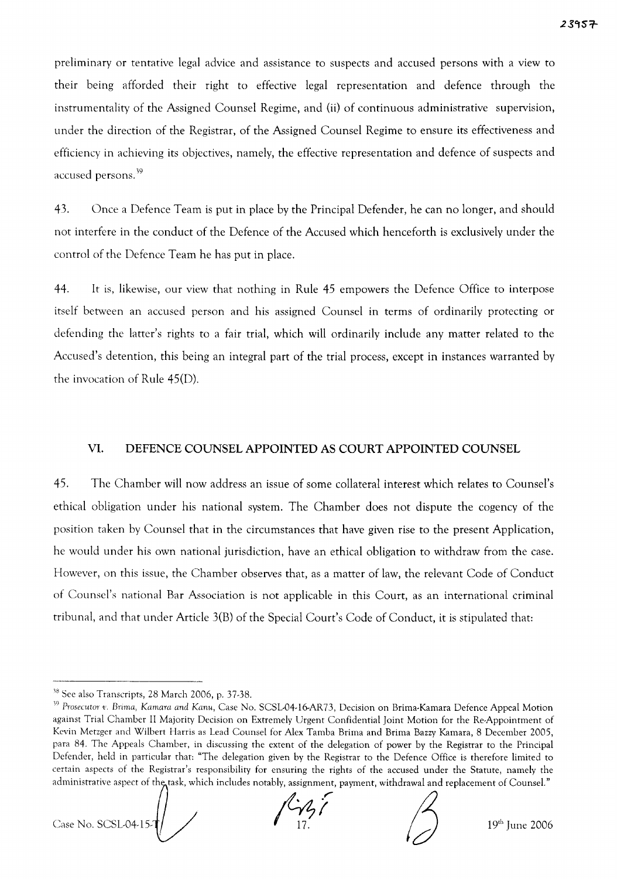preliminary or tentative legal advice and assistance to suspects and accused persons with a view to their being afforded their right to effective legal representation and defence through the instrumentality of the Assigned Counsel Regime, and (ii) of continuous administrative supervision, under the direction of the Registrar, of the Assigned Counsel Regime to ensure its effectiveness and efficiency in achieving its objectives, namely, the effective representation and defence of suspects and accused persons.[39]

43. Once a Defence Team is put in place by the Principal Defender, he can no longer, and should not interfere in the conduct of the Defence of the Accused which henceforth is exclusively under the control of the Defence Team he has put in place.

44. It is, likewise, our view that nothing in Rule 45 empowers the Defence Office to interpose itself between an accused person and his assigned Counsel in terms of ordinarily protecting or defending the latter's rights to a fair trial, which will ordinarily include any matter related to the Accused's detention, this being an integral part of the trial process, except in instances warranted by the invocation of Rule 45(D).

## VI. DEFENCE COUNSEL APPOINTED AS COURT APPOINTED COUNSEL

45. The Chamber will now address an issue of some collateral interest which relates to Counsel's ethical obligation under his national system. The Chamber does not dispute the cogency of the position taken by Counsel that in the circumstances that have given rise to the present Application, he would under his own national jurisdiction, have an ethical obligation to withdraw from the case. However, on this issue, the Chamber observes that, as a matter of law, the relevant Code of Conduct of Counsel's national Bar Association is not applicable in this Court, as an international criminal tribunal, and that under Article 3(B) of the Special Court's Code of Conduct, it is stipulated that:

---

[38] See also Transcripts, 28 March 2006, p. 37-38.

[39] *Prosecutor v. Brima, Kamara and Kanu*, Case No. SCSL-04-16-AR73, Decision on Brima-Kamara Defence Appeal Motion against Trial Chamber II Majority Decision on Extremely Urgent Confidential Joint Motion for the Re-Appointment of Kevin Metzger and Wilbert Harris as Lead Counsel for Alex Tamba Brima and Brima Bazzy Kamara, 8 December 2005, para 84. The Appeals Chamber, in discussing the extent of the delegation of power by the Registrar to the Principal Defender, held in particular that: "The delegation given by the Registrar to the Defence Office is therefore limited to certain aspects of the Registrar's responsibility for ensuring the rights of the accused under the Statute, namely the administrative aspect of the task, which includes notably, assignment, payment, withdrawal and replacement of Counsel."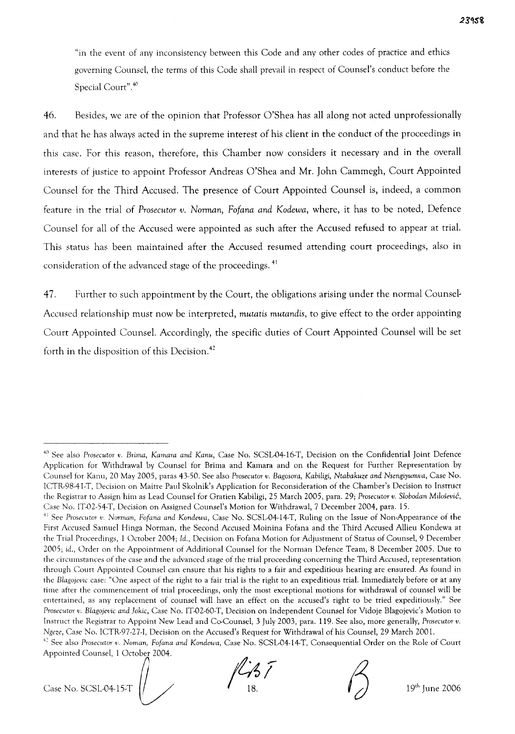"in the event of any inconsistency between this Code and any other codes of practice and ethics governing Counsel, the terms of this Code shall prevail in respect of Counsel's conduct before the Special Court".[40]

46. Besides, we are of the opinion that Professor O'Shea has all along not acted unprofessionally and that he has always acted in the supreme interest of his client in the conduct of the proceedings in this case. For this reason, therefore, this Chamber now considers it necessary and in the overall interests of justice to appoint Professor Andreas O'Shea and Mr. John Cammegh, Court Appointed Counsel for the Third Accused. The presence of Court Appointed Counsel is, indeed, a common feature in the trial of *Prosecutor v. Norman, Fofana and Kodewa*, where, it has to be noted, Defence Counsel for all of the Accused were appointed as such after the Accused refused to appear at trial. This status has been maintained after the Accused resumed attending court proceedings, also in consideration of the advanced stage of the proceedings.[41]

47. Further to such appointment by the Court, the obligations arising under the normal Counsel-Accused relationship must now be interpreted, *mutatis mutandis*, to give effect to the order appointing Court Appointed Counsel. Accordingly, the specific duties of Court Appointed Counsel will be set forth in the disposition of this Decision.[42]

---

[40] See also *Prosecutor v. Brima, Kamara and Kanu*, Case No. SCSL-04-16-T, Decision on the Confidential Joint Defence Application for Withdrawal by Counsel for Brima and Kamara and on the Request for Further Representation by Counsel for Kanu, 20 May 2005, paras 43-50. See also *Prosecutor v. Bagosora, Kabiligi, Ntabakuze and Nsengiyumva*, Case No. ICTR-98-41-T, Decision on Maitre Paul Skolnik's Application for Reconsideration of the Chamber's Decision to Instruct the Registrar to Assign him as Lead Counsel for Gratien Kabiligi, 25 March 2005, para. 29; *Prosecutor v. Slobodan Milošević*, Case No. IT-02-54-T, Decision on Assigned Counsel's Motion for Withdrawal, 7 December 2004, para. 15.

[41] See *Prosecutor v. Norman, Fofana and Kondewa*, Case No. SCSL-04-14-T, Ruling on the Issue of Non-Appearance of the First Accused Samuel Hinga Norman, the Second Accused Moinina Fofana and the Third Accused Allieu Kondewa at the Trial Proceedings, 1 October 2004; *Id.*, Decision on Fofana Motion for Adjustment of Status of Counsel, 9 December 2005; *id.*, Order on the Appointment of Additional Counsel for the Norman Defence Team, 8 December 2005. Due to the circumstances of the case and the advanced stage of the trial proceeding concerning the Third Accused, representation through Court Appointed Counsel can ensure that his rights to a fair and expeditious hearing are ensured. As found in the *Blagojevic* case: "One aspect of the right to a fair trial is the right to an expeditious trial. Immediately before or at any time after the commencement of trial proceedings, only the most exceptional motions for withdrawal of counsel will be entertained, as any replacement of counsel will have an effect on the accused's right to be tried expeditiously." See *Prosecutor v. Blagojevic and Jokic*, Case No. IT-02-60-T, Decision on Independent Counsel for Vidoje Blagojevic's Motion to Instruct the Registrar to Appoint New Lead and Co-Counsel, 3 July 2003, para. 119. See also, more generally, *Prosecutor v. Ngeze*, Case No. ICTR-97-27-I, Decision on the Accused's Request for Withdrawal of his Counsel, 29 March 2001.

[42] See also *Prosecutor v. Noman, Fofana and Kondewa*, Case No. SCSL-04-14-T, Consequential Order on the Role of Court Appointed Counsel, 1 October 2004.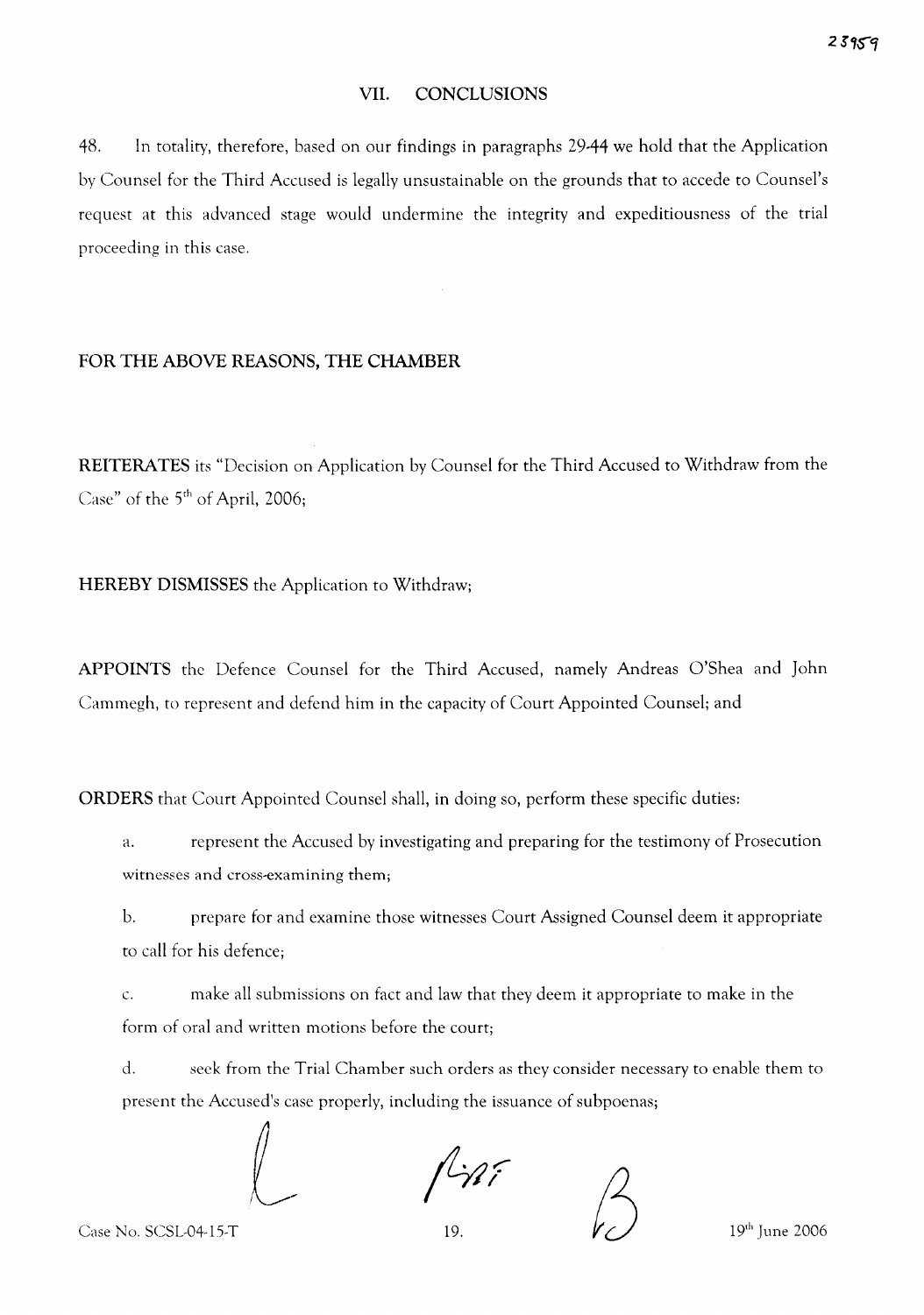## VII. CONCLUSIONS

48. In totality, therefore, based on our findings in paragraphs 29-44 we hold that the Application by Counsel for the Third Accused is legally unsustainable on the grounds that to accede to Counsel's request at this advanced stage would undermine the integrity and expeditiousness of the trial proceeding in this case.

**FOR THE ABOVE REASONS, THE CHAMBER**

**REITERATES** its "Decision on Application by Counsel for the Third Accused to Withdraw from the Case" of the 5[th] of April, 2006;

**HEREBY DISMISSES** the Application to Withdraw;

**APPOINTS** the Defence Counsel for the Third Accused, namely Andreas O'Shea and John Cammegh, to represent and defend him in the capacity of Court Appointed Counsel; and

**ORDERS** that Court Appointed Counsel shall, in doing so, perform these specific duties:

a. represent the Accused by investigating and preparing for the testimony of Prosecution witnesses and cross-examining them;

b. prepare for and examine those witnesses Court Assigned Counsel deem it appropriate to call for his defence;

c. make all submissions on fact and law that they deem it appropriate to make in the form of oral and written motions before the court;

d. seek from the Trial Chamber such orders as they consider necessary to enable them to present the Accused's case properly, including the issuance of subpoenas;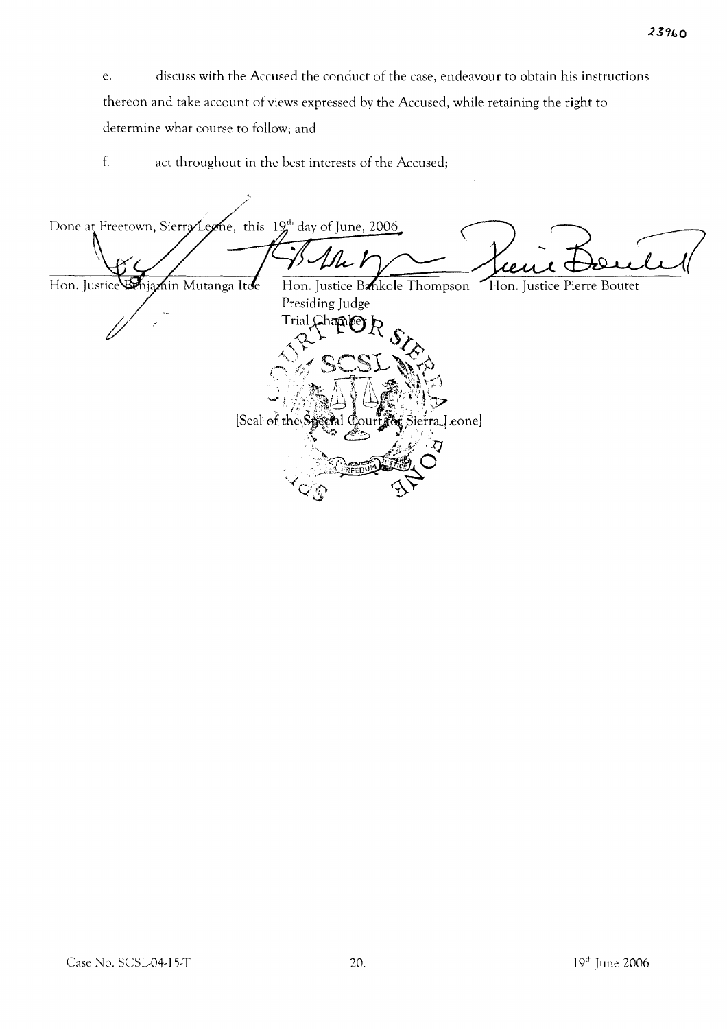e. discuss with the Accused the conduct of the case, endeavour to obtain his instructions thereon and take account of views expressed by the Accused, while retaining the right to determine what course to follow; and

f. act throughout in the best interests of the Accused;

Done at Freetown, Sierra Leone, this 19th day of June, 2006

| | | |
|---|---|---|
| Hon. Justice Benjamin Mutanga Itoe | Hon. Justice Bankole Thompson<br>Presiding Judge<br>Trial Chamber | Hon. Justice Pierre Boutet |

[Seal of the Special Court for Sierra Leone]